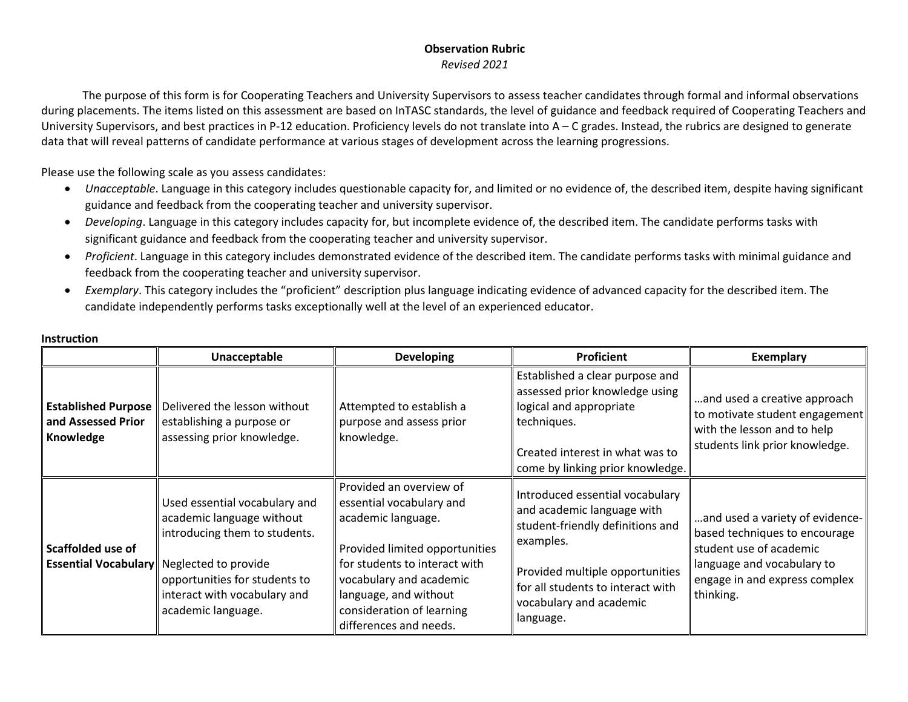# Observation Rubric

*Revised 2021*

The purpose of this form is for Cooperating Teachers and University Supervisors to assess teacher candidates through formal and informal observations during placements. The items listed on this assessment are based on InTASC standards, the level of guidance and feedback required of Cooperating Teachers and University Supervisors, and best practices in P-12 education. Proficiency levels do not translate into A – C grades. Instead, the rubrics are designed to generate data that will reveal patterns of candidate performance at various stages of development across the learning progressions.

Please use the following scale as you assess candidates:

- *Unacceptable*. Language in this category includes questionable capacity for, and limited or no evidence of, the described item, despite having significant guidance and feedback from the cooperating teacher and university supervisor.
- *Developing*. Language in this category includes capacity for, but incomplete evidence of, the described item. The candidate performs tasks with significant guidance and feedback from the cooperating teacher and university supervisor.
- *Proficient*. Language in this category includes demonstrated evidence of the described item. The candidate performs tasks with minimal guidance and feedback from the cooperating teacher and university supervisor.
- *Exemplary*. This category includes the "proficient" description plus language indicating evidence of advanced capacity for the described item. The candidate independently performs tasks exceptionally well at the level of an experienced educator.

**Instruction**

| | Unacceptable | Developing | Proficient | Exemplary |
|---|---|---|---|---|
| **Established Purpose and Assessed Prior Knowledge** | Delivered the lesson without establishing a purpose or assessing prior knowledge. | Attempted to establish a purpose and assess prior knowledge. | Established a clear purpose and assessed prior knowledge using logical and appropriate techniques.<br><br>Created interest in what was to come by linking prior knowledge. | …and used a creative approach to motivate student engagement with the lesson and to help students link prior knowledge. |
| **Scaffolded use of Essential Vocabulary** | Used essential vocabulary and academic language without introducing them to students.<br><br>Neglected to provide opportunities for students to interact with vocabulary and academic language. | Provided an overview of essential vocabulary and academic language.<br><br>Provided limited opportunities for students to interact with vocabulary and academic language, and without consideration of learning differences and needs. | Introduced essential vocabulary and academic language with student-friendly definitions and examples.<br><br>Provided multiple opportunities for all students to interact with vocabulary and academic language. | …and used a variety of evidence-based techniques to encourage student use of academic language and vocabulary to engage in and express complex thinking. |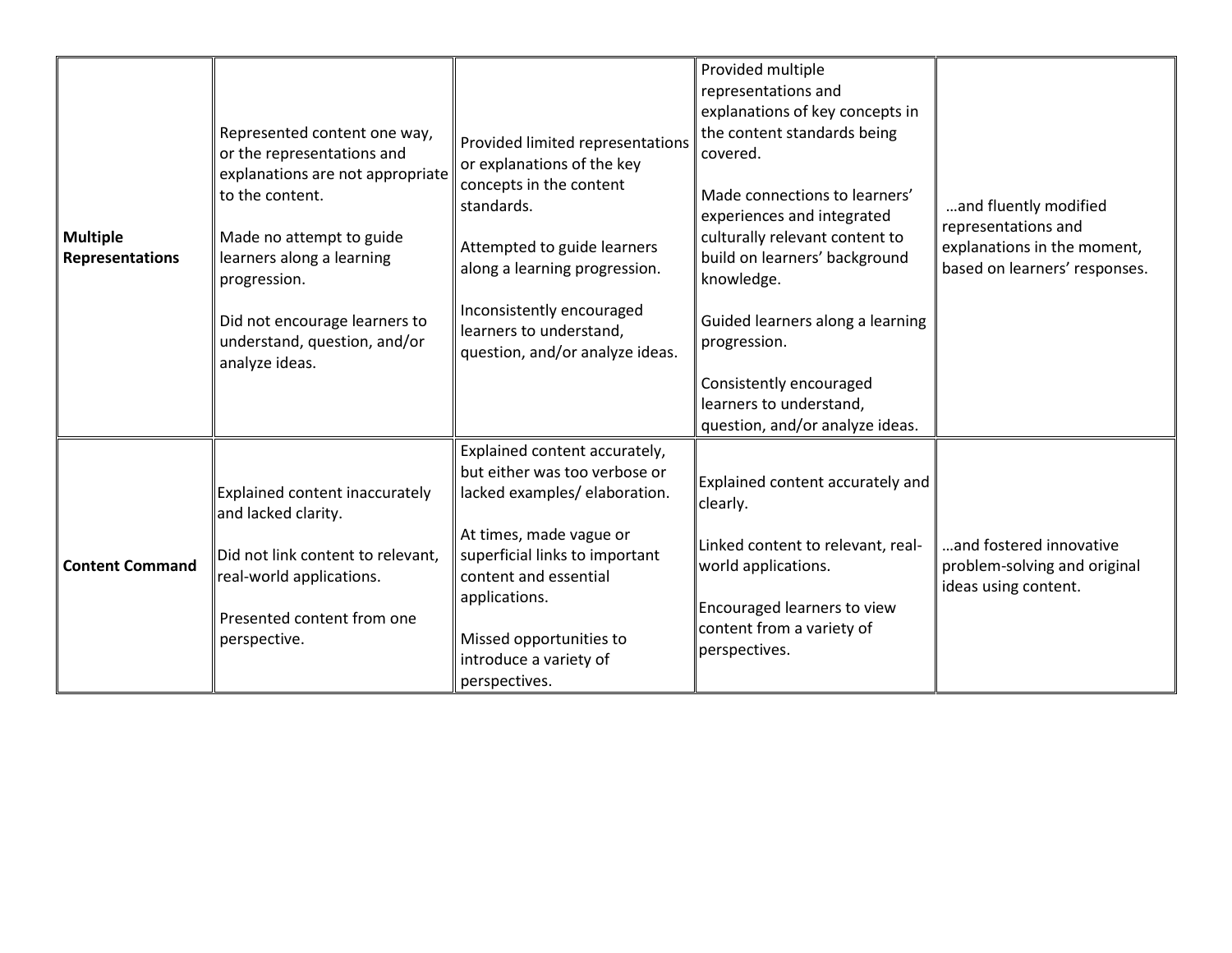| | | | | |
|---|---|---|---|---|
| **Multiple Representations** | Represented content one way, or the representations and explanations are not appropriate to the content.<br><br>Made no attempt to guide learners along a learning progression.<br><br>Did not encourage learners to understand, question, and/or analyze ideas. | Provided limited representations or explanations of the key concepts in the content standards.<br><br>Attempted to guide learners along a learning progression.<br><br>Inconsistently encouraged learners to understand, question, and/or analyze ideas. | Provided multiple representations and explanations of key concepts in the content standards being covered.<br><br>Made connections to learners' experiences and integrated culturally relevant content to build on learners' background knowledge.<br><br>Guided learners along a learning progression.<br><br>Consistently encouraged learners to understand, question, and/or analyze ideas. | …and fluently modified representations and explanations in the moment, based on learners' responses. |
| **Content Command** | Explained content inaccurately and lacked clarity.<br><br>Did not link content to relevant, real-world applications.<br><br>Presented content from one perspective. | Explained content accurately, but either was too verbose or lacked examples/ elaboration.<br><br>At times, made vague or superficial links to important content and essential applications.<br><br>Missed opportunities to introduce a variety of perspectives. | Explained content accurately and clearly.<br><br>Linked content to relevant, real-world applications.<br><br>Encouraged learners to view content from a variety of perspectives. | …and fostered innovative problem-solving and original ideas using content. |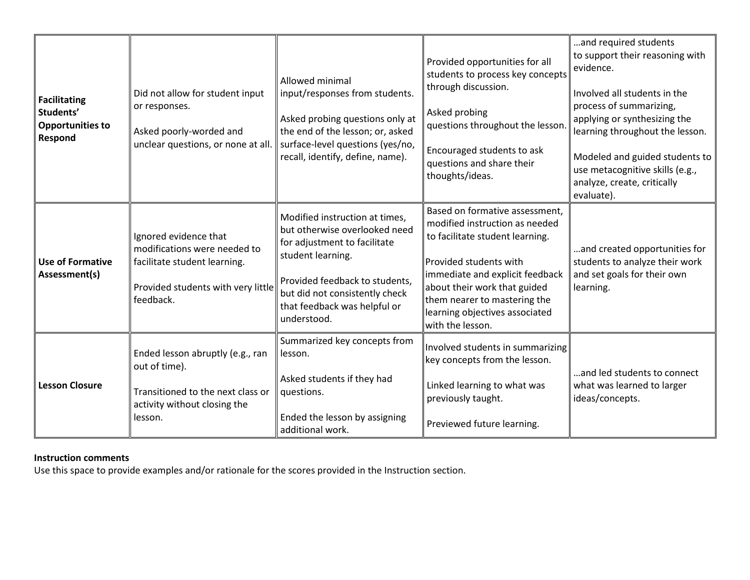| | | | | |
|---|---|---|---|---|
| **Facilitating Students' Opportunities to Respond** | Did not allow for student input or responses.<br><br>Asked poorly-worded and unclear questions, or none at all. | Allowed minimal input/responses from students.<br><br>Asked probing questions only at the end of the lesson; or, asked surface-level questions (yes/no, recall, identify, define, name). | Provided opportunities for all students to process key concepts through discussion.<br><br>Asked probing questions throughout the lesson.<br><br>Encouraged students to ask questions and share their thoughts/ideas. | …and required students to support their reasoning with evidence.<br><br>Involved all students in the process of summarizing, applying or synthesizing the learning throughout the lesson.<br><br>Modeled and guided students to use metacognitive skills (e.g., analyze, create, critically evaluate). |
| **Use of Formative Assessment(s)** | Ignored evidence that modifications were needed to facilitate student learning.<br><br>Provided students with very little feedback. | Modified instruction at times, but otherwise overlooked need for adjustment to facilitate student learning.<br><br>Provided feedback to students, but did not consistently check that feedback was helpful or understood. | Based on formative assessment, modified instruction as needed to facilitate student learning.<br><br>Provided students with immediate and explicit feedback about their work that guided them nearer to mastering the learning objectives associated with the lesson. | …and created opportunities for students to analyze their work and set goals for their own learning. |
| **Lesson Closure** | Ended lesson abruptly (e.g., ran out of time).<br><br>Transitioned to the next class or activity without closing the lesson. | Summarized key concepts from lesson.<br><br>Asked students if they had questions.<br><br>Ended the lesson by assigning additional work. | Involved students in summarizing key concepts from the lesson.<br><br>Linked learning to what was previously taught.<br><br>Previewed future learning. | …and led students to connect what was learned to larger ideas/concepts. |

**Instruction comments**

Use this space to provide examples and/or rationale for the scores provided in the Instruction section.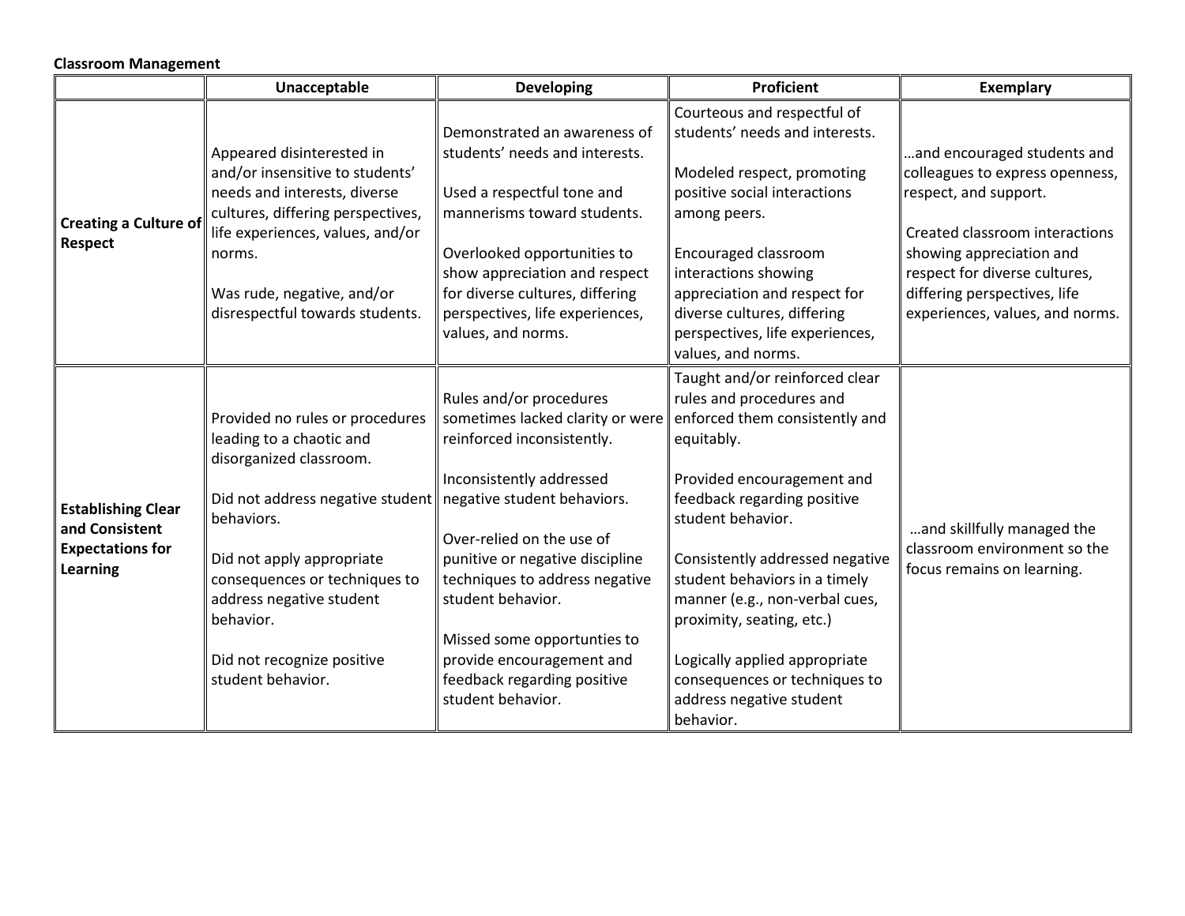**Classroom Management**

| | Unacceptable | Developing | Proficient | Exemplary |
|---|---|---|---|---|
| **Creating a Culture of Respect** | Appeared disinterested in and/or insensitive to students' needs and interests, diverse cultures, differing perspectives, life experiences, values, and/or norms.<br><br>Was rude, negative, and/or disrespectful towards students. | Demonstrated an awareness of students' needs and interests.<br><br>Used a respectful tone and mannerisms toward students.<br><br>Overlooked opportunities to show appreciation and respect for diverse cultures, differing perspectives, life experiences, values, and norms. | Courteous and respectful of students' needs and interests.<br><br>Modeled respect, promoting positive social interactions among peers.<br><br>Encouraged classroom interactions showing appreciation and respect for diverse cultures, differing perspectives, life experiences, values, and norms. | …and encouraged students and colleagues to express openness, respect, and support.<br><br>Created classroom interactions showing appreciation and respect for diverse cultures, differing perspectives, life experiences, values, and norms. |
| **Establishing Clear and Consistent Expectations for Learning** | Provided no rules or procedures leading to a chaotic and disorganized classroom.<br><br>Did not address negative student behaviors.<br><br>Did not apply appropriate consequences or techniques to address negative student behavior.<br><br>Did not recognize positive student behavior. | Rules and/or procedures sometimes lacked clarity or were reinforced inconsistently.<br><br>Inconsistently addressed negative student behaviors.<br><br>Over-relied on the use of punitive or negative discipline techniques to address negative student behavior.<br><br>Missed some opportunties to provide encouragement and feedback regarding positive student behavior. | Taught and/or reinforced clear rules and procedures and enforced them consistently and equitably.<br><br>Provided encouragement and feedback regarding positive student behavior.<br><br>Consistently addressed negative student behaviors in a timely manner (e.g., non-verbal cues, proximity, seating, etc.)<br><br>Logically applied appropriate consequences or techniques to address negative student behavior. | …and skillfully managed the classroom environment so the focus remains on learning. |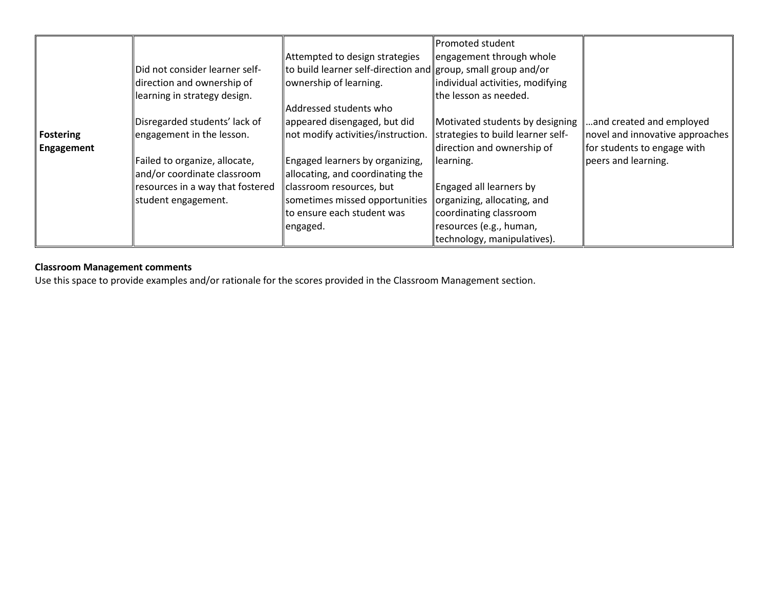| | | | | |
|---|---|---|---|---|
| **Fostering Engagement** | Did not consider learner self-direction and ownership of learning in strategy design.<br><br>Disregarded students' lack of engagement in the lesson.<br><br>Failed to organize, allocate, and/or coordinate classroom resources in a way that fostered student engagement. | Attempted to design strategies to build learner self-direction and ownership of learning.<br><br>Addressed students who appeared disengaged, but did not modify activities/instruction.<br><br>Engaged learners by organizing, allocating, and coordinating the classroom resources, but sometimes missed opportunities to ensure each student was engaged. | Promoted student engagement through whole group, small group and/or individual activities, modifying the lesson as needed.<br><br>Motivated students by designing strategies to build learner self-direction and ownership of learning.<br><br>Engaged all learners by organizing, allocating, and coordinating classroom resources (e.g., human, technology, manipulatives). | …and created and employed novel and innovative approaches for students to engage with peers and learning. |

**Classroom Management comments**

Use this space to provide examples and/or rationale for the scores provided in the Classroom Management section.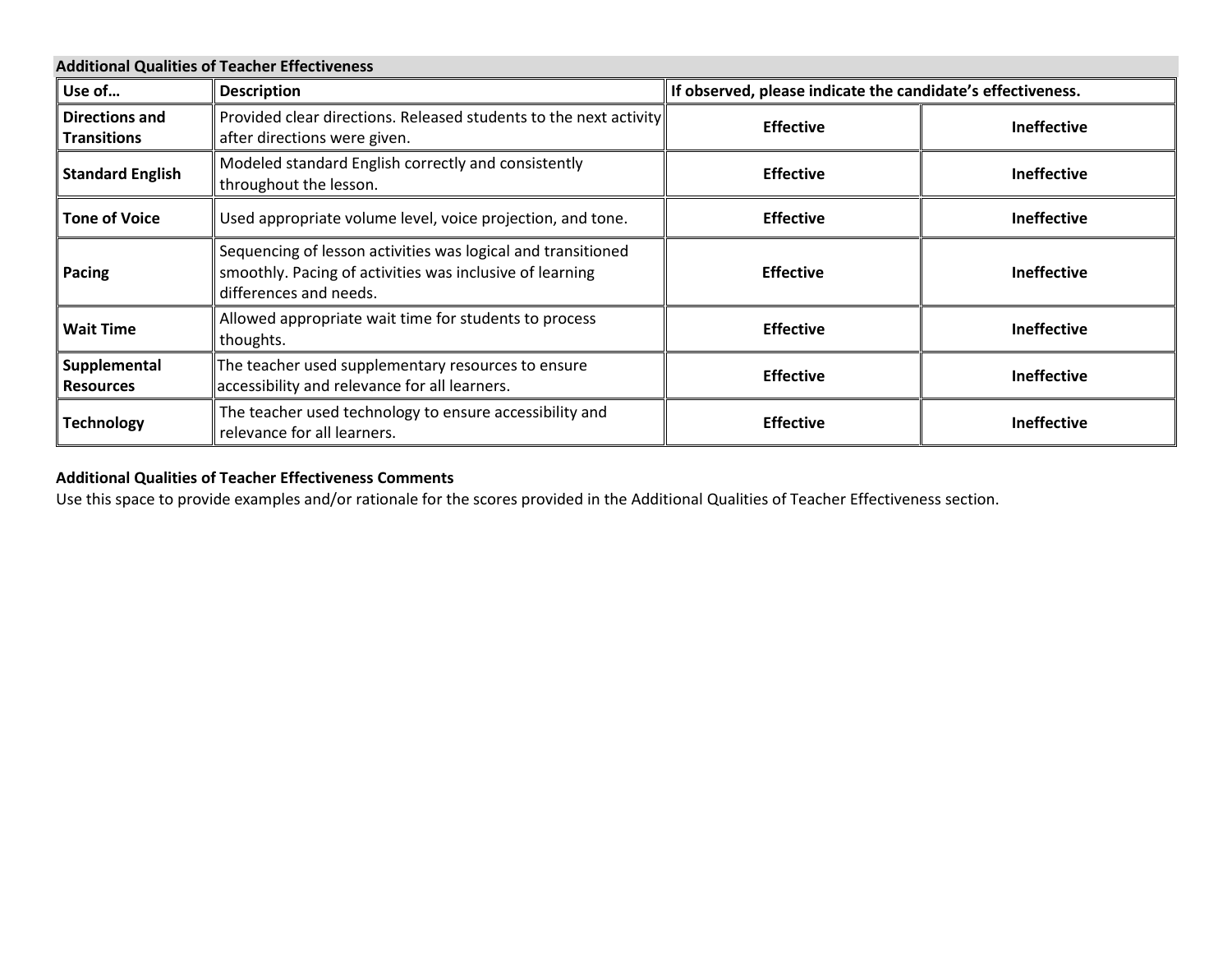### Additional Qualities of Teacher Effectiveness

| Use of… | Description | If observed, please indicate the candidate's effectiveness. | |
|---|---|---|---|
| **Directions and Transitions** | Provided clear directions. Released students to the next activity after directions were given. | **Effective** | **Ineffective** |
| **Standard English** | Modeled standard English correctly and consistently throughout the lesson. | **Effective** | **Ineffective** |
| **Tone of Voice** | Used appropriate volume level, voice projection, and tone. | **Effective** | **Ineffective** |
| **Pacing** | Sequencing of lesson activities was logical and transitioned smoothly. Pacing of activities was inclusive of learning differences and needs. | **Effective** | **Ineffective** |
| **Wait Time** | Allowed appropriate wait time for students to process thoughts. | **Effective** | **Ineffective** |
| **Supplemental Resources** | The teacher used supplementary resources to ensure accessibility and relevance for all learners. | **Effective** | **Ineffective** |
| **Technology** | The teacher used technology to ensure accessibility and relevance for all learners. | **Effective** | **Ineffective** |

**Additional Qualities of Teacher Effectiveness Comments**

Use this space to provide examples and/or rationale for the scores provided in the Additional Qualities of Teacher Effectiveness section.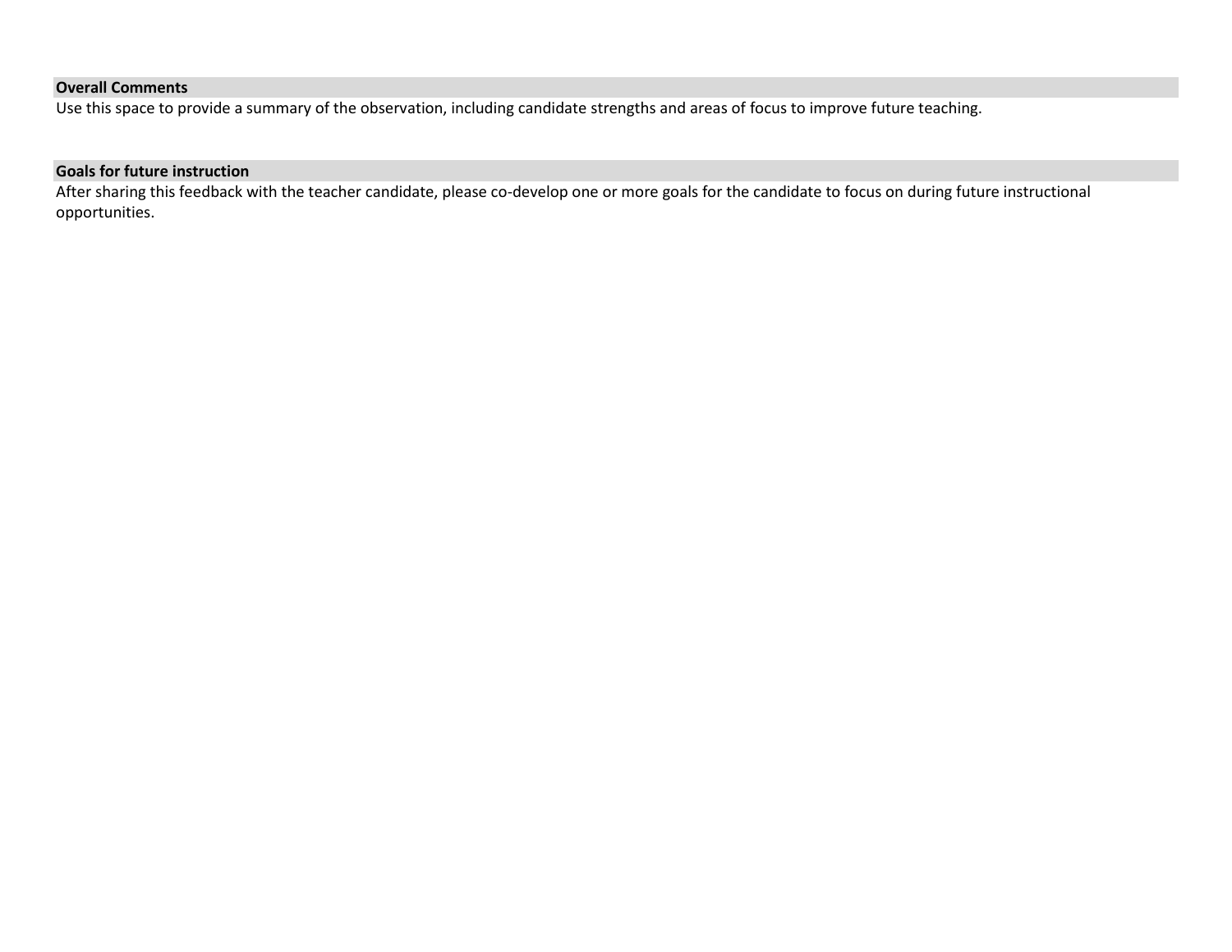**Overall Comments**

Use this space to provide a summary of the observation, including candidate strengths and areas of focus to improve future teaching.

**Goals for future instruction**

After sharing this feedback with the teacher candidate, please co-develop one or more goals for the candidate to focus on during future instructional opportunities.